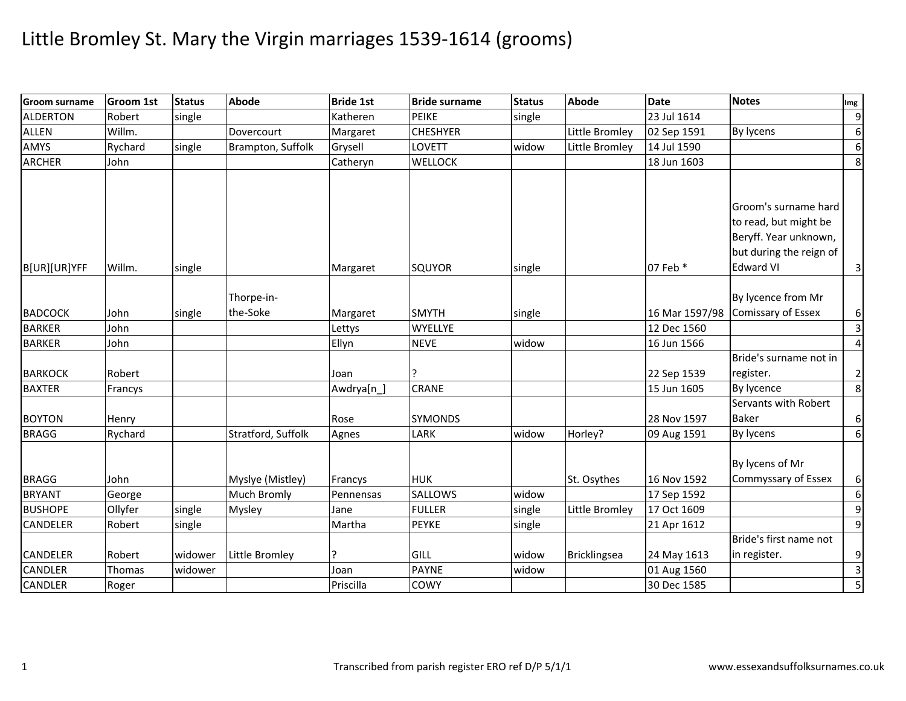# Little Bromley St. Mary the Virgin marriages 1539-1614 (grooms)

| Groom surname | Groom 1st | Status | Abode | Bride 1st | Bride surname | Status | Abode | Date | Notes | Img |
|---|---|---|---|---|---|---|---|---|---|---|
| ALDERTON | Robert | single | | Katheren | PEIKE | single | | 23 Jul 1614 | | 9 |
| ALLEN | Willm. | | Dovercourt | Margaret | CHESHYER | | Little Bromley | 02 Sep 1591 | By lycens | 6 |
| AMYS | Rychard | single | Brampton, Suffolk | Grysell | LOVETT | widow | Little Bromley | 14 Jul 1590 | | 6 |
| ARCHER | John | | | Catheryn | WELLOCK | | | 18 Jun 1603 | | 8 |
| B[UR][UR]YFF | Willm. | single | | Margaret | SQUYOR | single | | 07 Feb * | Groom's surname hard to read, but might be Beryff. Year unknown, but during the reign of Edward VI | 3 |
| BADCOCK | John | single | Thorpe-in-the-Soke | Margaret | SMYTH | single | | 16 Mar 1597/98 | By lycence from Mr Comissary of Essex | 6 |
| BARKER | John | | | Lettys | WYELLYE | | | 12 Dec 1560 | | 3 |
| BARKER | John | | | Ellyn | NEVE | widow | | 16 Jun 1566 | | 4 |
| BARKOCK | Robert | | | Joan | ? | | | 22 Sep 1539 | Bride's surname not in register. | 2 |
| BAXTER | Francys | | | Awdrya[n_] | CRANE | | | 15 Jun 1605 | By lycence | 8 |
| BOYTON | Henry | | | Rose | SYMONDS | | | 28 Nov 1597 | Servants with Robert Baker | 6 |
| BRAGG | Rychard | | Stratford, Suffolk | Agnes | LARK | widow | Horley? | 09 Aug 1591 | By lycens | 6 |
| BRAGG | John | | Myslye (Mistley) | Francys | HUK | | St. Osythes | 16 Nov 1592 | By lycens of Mr Commyssary of Essex | 6 |
| BRYANT | George | | Much Bromly | Pennensas | SALLOWS | widow | | 17 Sep 1592 | | 6 |
| BUSHOPE | Ollyfer | single | Mysley | Jane | FULLER | single | Little Bromley | 17 Oct 1609 | | 9 |
| CANDELER | Robert | single | | Martha | PEYKE | single | | 21 Apr 1612 | | 9 |
| CANDELER | Robert | widower | Little Bromley | ? | GILL | widow | Bricklingsea | 24 May 1613 | Bride's first name not in register. | 9 |
| CANDLER | Thomas | widower | | Joan | PAYNE | widow | | 01 Aug 1560 | | 3 |
| CANDLER | Roger | | | Priscilla | COWY | | | 30 Dec 1585 | | 5 |

Transcribed from parish register ERO ref D/P 5/1/1 www.essexandsuffolksurnames.co.uk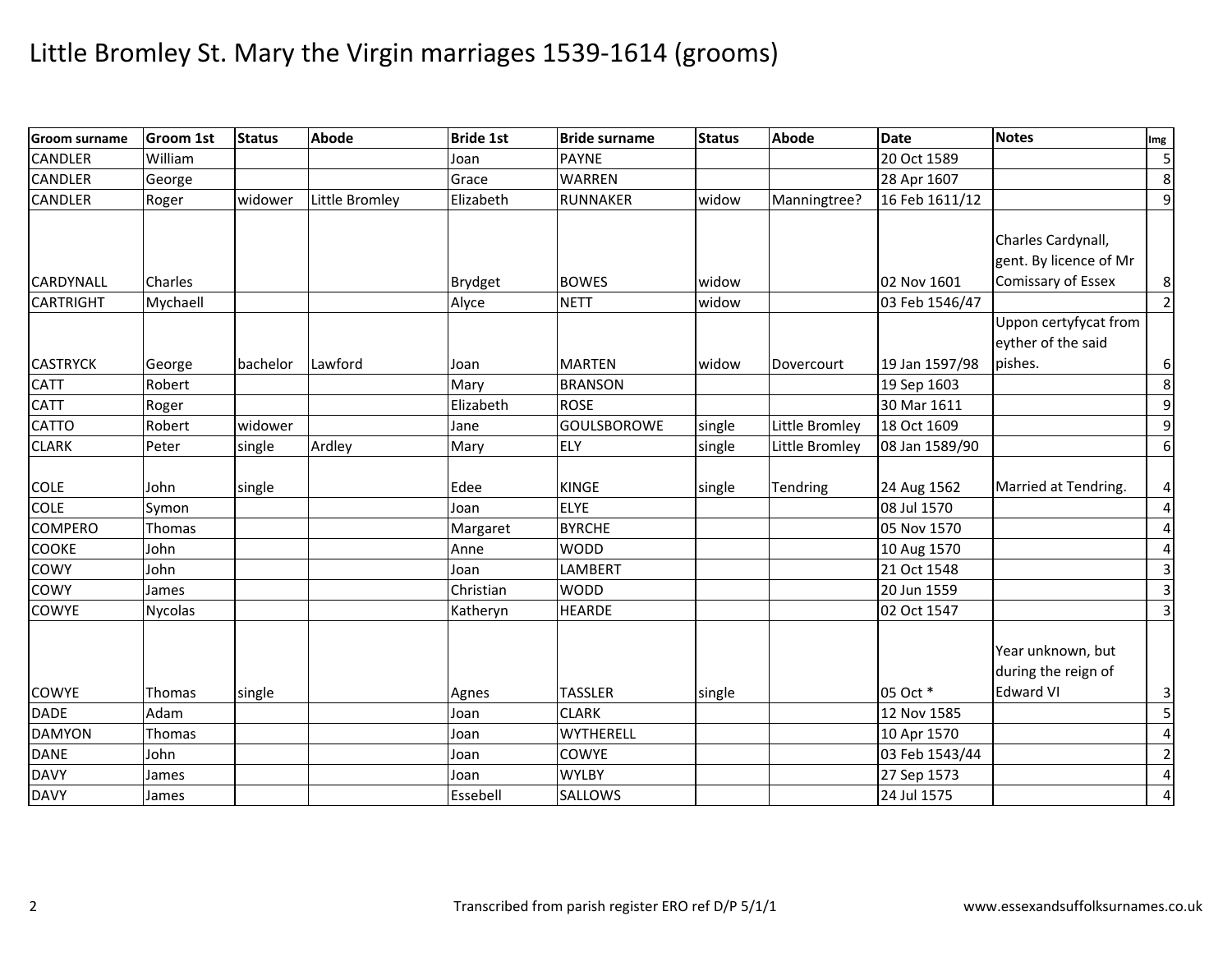# Little Bromley St. Mary the Virgin marriages 1539-1614 (grooms)

| Groom surname | Groom 1st | Status | Abode | Bride 1st | Bride surname | Status | Abode | Date | Notes | Img |
|---|---|---|---|---|---|---|---|---|---|---|
| CANDLER | William | | | Joan | PAYNE | | | 20 Oct 1589 | | 5 |
| CANDLER | George | | | Grace | WARREN | | | 28 Apr 1607 | | 8 |
| CANDLER | Roger | widower | Little Bromley | Elizabeth | RUNNAKER | widow | Manningtree? | 16 Feb 1611/12 | | 9 |
| CARDYNALL | Charles | | | Brydget | BOWES | widow | | 02 Nov 1601 | Charles Cardynall, gent. By licence of Mr Comissary of Essex | 8 |
| CARTRIGHT | Mychaell | | | Alyce | NETT | widow | | 03 Feb 1546/47 | | 2 |
| CASTRYCK | George | bachelor | Lawford | Joan | MARTEN | widow | Dovercourt | 19 Jan 1597/98 | Uppon certyfycat from eyther of the said pishes. | 6 |
| CATT | Robert | | | Mary | BRANSON | | | 19 Sep 1603 | | 8 |
| CATT | Roger | | | Elizabeth | ROSE | | | 30 Mar 1611 | | 9 |
| CATTO | Robert | widower | | Jane | GOULSBOROWE | single | Little Bromley | 18 Oct 1609 | | 9 |
| CLARK | Peter | single | Ardley | Mary | ELY | single | Little Bromley | 08 Jan 1589/90 | | 6 |
| COLE | John | single | | Edee | KINGE | single | Tendring | 24 Aug 1562 | Married at Tendring. | 4 |
| COLE | Symon | | | Joan | ELYE | | | 08 Jul 1570 | | 4 |
| COMPERO | Thomas | | | Margaret | BYRCHE | | | 05 Nov 1570 | | 4 |
| COOKE | John | | | Anne | WODD | | | 10 Aug 1570 | | 4 |
| COWY | John | | | Joan | LAMBERT | | | 21 Oct 1548 | | 3 |
| COWY | James | | | Christian | WODD | | | 20 Jun 1559 | | 3 |
| COWYE | Nycolas | | | Katheryn | HEARDE | | | 02 Oct 1547 | | 3 |
| COWYE | Thomas | single | | Agnes | TASSLER | single | | 05 Oct * | Year unknown, but during the reign of Edward VI | 3 |
| DADE | Adam | | | Joan | CLARK | | | 12 Nov 1585 | | 5 |
| DAMYON | Thomas | | | Joan | WYTHERELL | | | 10 Apr 1570 | | 4 |
| DANE | John | | | Joan | COWYE | | | 03 Feb 1543/44 | | 2 |
| DAVY | James | | | Joan | WYLBY | | | 27 Sep 1573 | | 4 |
| DAVY | James | | | Essebell | SALLOWS | | | 24 Jul 1575 | | 4 |

Transcribed from parish register ERO ref D/P 5/1/1

www.essexandsuffolksurnames.co.uk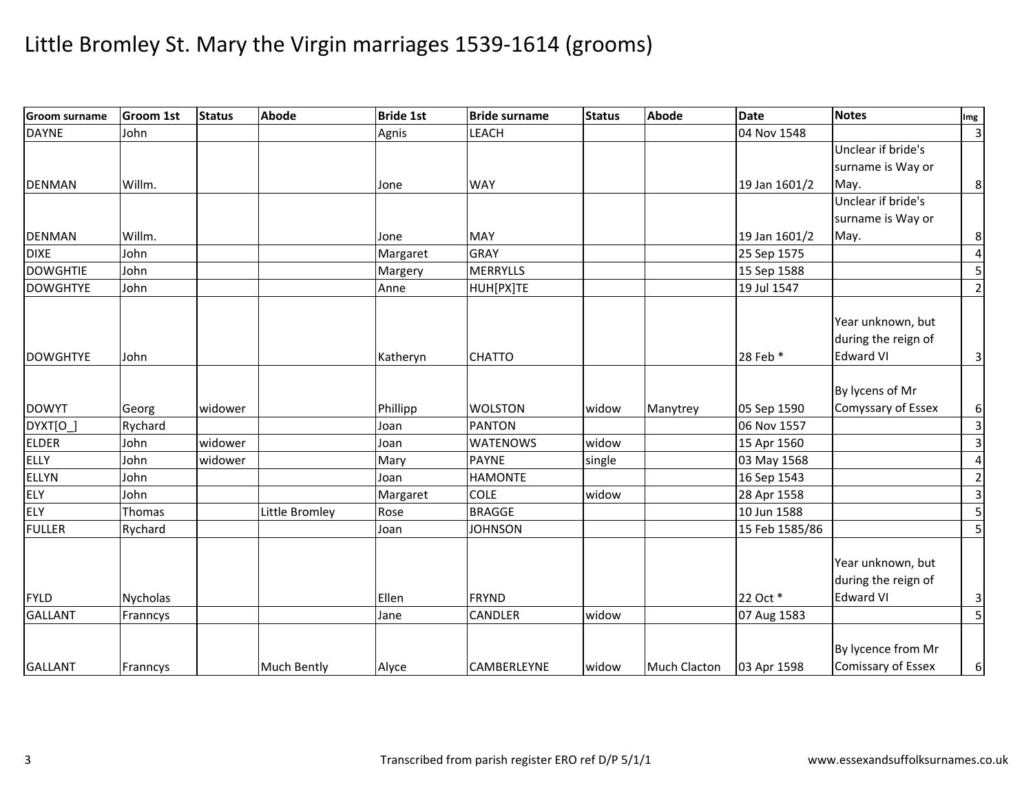# Little Bromley St. Mary the Virgin marriages 1539-1614 (grooms)

| Groom surname | Groom 1st | Status | Abode | Bride 1st | Bride surname | Status | Abode | Date | Notes | Img |
|---|---|---|---|---|---|---|---|---|---|---|
| DAYNE | John | | | Agnis | LEACH | | | 04 Nov 1548 | | 3 |
| DENMAN | Willm. | | | Jone | WAY | | | 19 Jan 1601/2 | Unclear if bride's surname is Way or May. | 8 |
| DENMAN | Willm. | | | Jone | MAY | | | 19 Jan 1601/2 | Unclear if bride's surname is Way or May. | 8 |
| DIXE | John | | | Margaret | GRAY | | | 25 Sep 1575 | | 4 |
| DOWGHTIE | John | | | Margery | MERRYLLS | | | 15 Sep 1588 | | 5 |
| DOWGHTYE | John | | | Anne | HUH[PX]TE | | | 19 Jul 1547 | | 2 |
| DOWGHTYE | John | | | Katheryn | CHATTO | | | 28 Feb * | Year unknown, but during the reign of Edward VI | 3 |
| DOWYT | Georg | widower | | Phillipp | WOLSTON | widow | Manytrey | 05 Sep 1590 | By lycens of Mr Comyssary of Essex | 6 |
| DYXT[O_] | Rychard | | | Joan | PANTON | | | 06 Nov 1557 | | 3 |
| ELDER | John | widower | | Joan | WATENOWS | widow | | 15 Apr 1560 | | 3 |
| ELLY | John | widower | | Mary | PAYNE | single | | 03 May 1568 | | 4 |
| ELLYN | John | | | Joan | HAMONTE | | | 16 Sep 1543 | | 2 |
| ELY | John | | | Margaret | COLE | widow | | 28 Apr 1558 | | 3 |
| ELY | Thomas | | Little Bromley | Rose | BRAGGE | | | 10 Jun 1588 | | 5 |
| FULLER | Rychard | | | Joan | JOHNSON | | | 15 Feb 1585/86 | | 5 |
| FYLD | Nycholas | | | Ellen | FRYND | | | 22 Oct * | Year unknown, but during the reign of Edward VI | 3 |
| GALLANT | Franncys | | | Jane | CANDLER | widow | | 07 Aug 1583 | | 5 |
| GALLANT | Franncys | | Much Bently | Alyce | CAMBERLEYNE | widow | Much Clacton | 03 Apr 1598 | By lycence from Mr Comissary of Essex | 6 |

Transcribed from parish register ERO ref D/P 5/1/1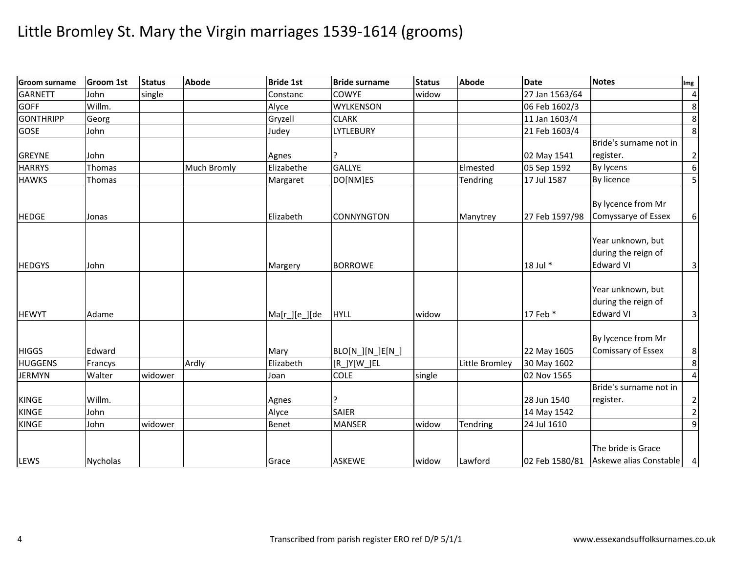# Little Bromley St. Mary the Virgin marriages 1539-1614 (grooms)

| Groom surname | Groom 1st | Status | Abode | Bride 1st | Bride surname | Status | Abode | Date | Notes | Img |
|---|---|---|---|---|---|---|---|---|---|---|
| GARNETT | John | single | | Constanc | COWYE | widow | | 27 Jan 1563/64 | | 4 |
| GOFF | Willm. | | | Alyce | WYLKENSON | | | 06 Feb 1602/3 | | 8 |
| GONTHRIPP | Georg | | | Gryzell | CLARK | | | 11 Jan 1603/4 | | 8 |
| GOSE | John | | | Judey | LYTLEBURY | | | 21 Feb 1603/4 | | 8 |
| GREYNE | John | | | Agnes | ? | | | 02 May 1541 | Bride's surname not in register. | 2 |
| HARRYS | Thomas | | Much Bromly | Elizabethe | GALLYE | | Elmested | 05 Sep 1592 | By lycens | 6 |
| HAWKS | Thomas | | | Margaret | DO[NM]ES | | Tendring | 17 Jul 1587 | By licence | 5 |
| HEDGE | Jonas | | | Elizabeth | CONNYNGTON | | Manytrey | 27 Feb 1597/98 | By lycence from Mr Comyssarye of Essex | 6 |
| HEDGYS | John | | | Margery | BORROWE | | | 18 Jul * | Year unknown, but during the reign of Edward VI | 3 |
| HEWYT | Adame | | | Ma[r_][e_][de | HYLL | widow | | 17 Feb * | Year unknown, but during the reign of Edward VI | 3 |
| HIGGS | Edward | | | Mary | BLO[N_][N_]E[N_] | | | 22 May 1605 | By lycence from Mr Comissary of Essex | 8 |
| HUGGENS | Francys | | Ardly | Elizabeth | [R_]Y[W_]EL | | Little Bromley | 30 May 1602 | | 8 |
| JERMYN | Walter | widower | | Joan | COLE | single | | 02 Nov 1565 | | 4 |
| KINGE | Willm. | | | Agnes | ? | | | 28 Jun 1540 | Bride's surname not in register. | 2 |
| KINGE | John | | | Alyce | SAIER | | | 14 May 1542 | | 2 |
| KINGE | John | widower | | Benet | MANSER | widow | Tendring | 24 Jul 1610 | | 9 |
| LEWS | Nycholas | | | Grace | ASKEWE | widow | Lawford | 02 Feb 1580/81 | The bride is Grace Askewe alias Constable | 4 |

Transcribed from parish register ERO ref D/P 5/1/1

www.essexandsuffolksurnames.co.uk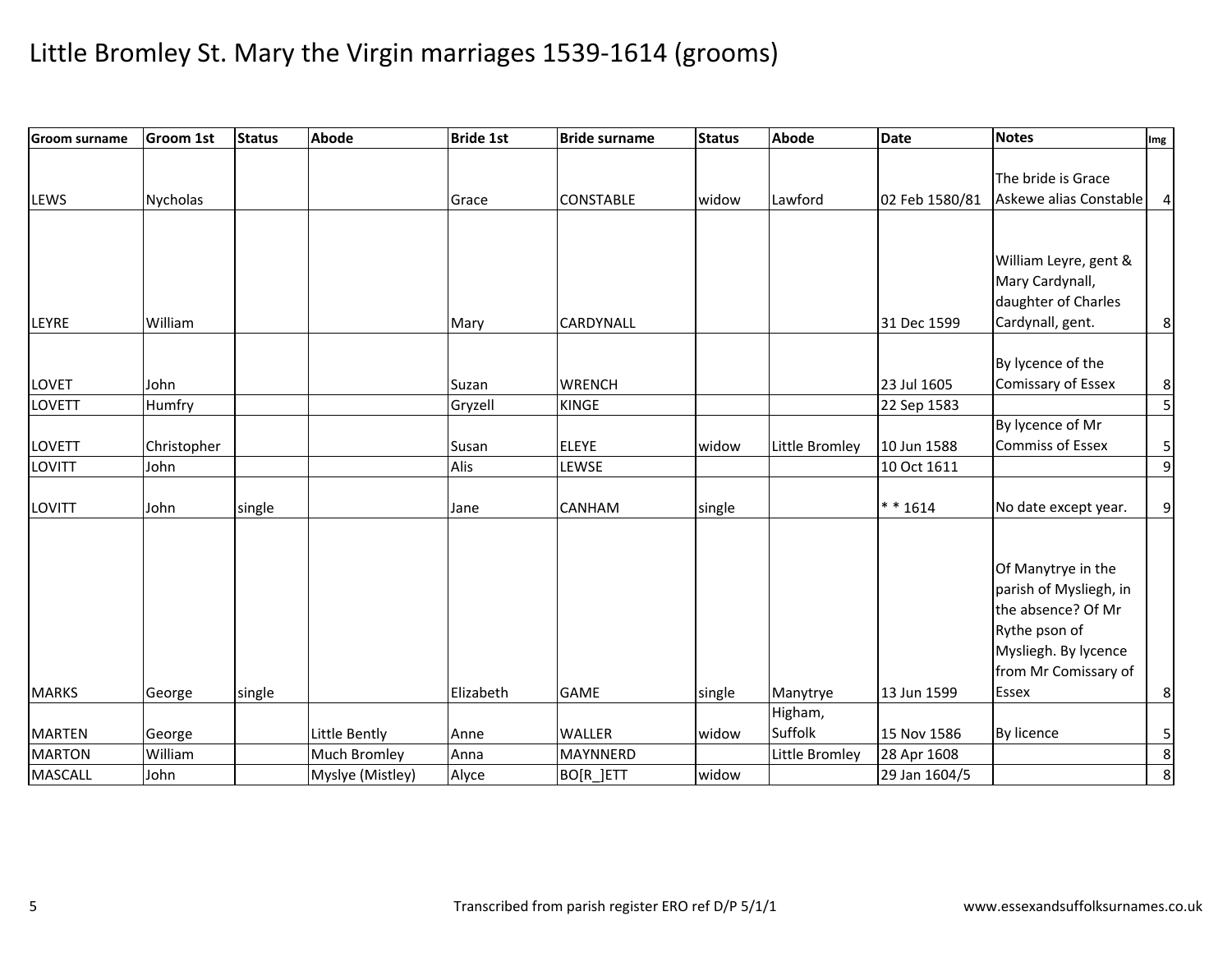# Little Bromley St. Mary the Virgin marriages 1539-1614 (grooms)

| Groom surname | Groom 1st | Status | Abode | Bride 1st | Bride surname | Status | Abode | Date | Notes | Img |
|---|---|---|---|---|---|---|---|---|---|---|
| LEWS | Nycholas | | | Grace | CONSTABLE | widow | Lawford | 02 Feb 1580/81 | The bride is Grace Askewe alias Constable | 4 |
| LEYRE | William | | | Mary | CARDYNALL | | | 31 Dec 1599 | William Leyre, gent & Mary Cardynall, daughter of Charles Cardynall, gent. | 8 |
| LOVET | John | | | Suzan | WRENCH | | | 23 Jul 1605 | By lycence of the Comissary of Essex | 8 |
| LOVETT | Humfry | | | Gryzell | KINGE | | | 22 Sep 1583 | | 5 |
| LOVETT | Christopher | | | Susan | ELEYE | widow | Little Bromley | 10 Jun 1588 | By lycence of Mr Commiss of Essex | 5 |
| LOVITT | John | | | Alis | LEWSE | | | 10 Oct 1611 | | 9 |
| LOVITT | John | single | | Jane | CANHAM | single | | * * 1614 | No date except year. | 9 |
| MARKS | George | single | | Elizabeth | GAME | single | Manytrye | 13 Jun 1599 | Of Manytrye in the parish of Mysliegh, in the absence? Of Mr Rythe pson of Mysliegh. By lycence from Mr Comissary of Essex | 8 |
| MARTEN | George | | Little Bently | Anne | WALLER | widow | Higham, Suffolk | 15 Nov 1586 | By licence | 5 |
| MARTON | William | | Much Bromley | Anna | MAYNNERD | | Little Bromley | 28 Apr 1608 | | 8 |
| MASCALL | John | | Myslye (Mistley) | Alyce | BO[R_]ETT | widow | | 29 Jan 1604/5 | | 8 |

Transcribed from parish register ERO ref D/P 5/1/1

www.essexandsuffolksurnames.co.uk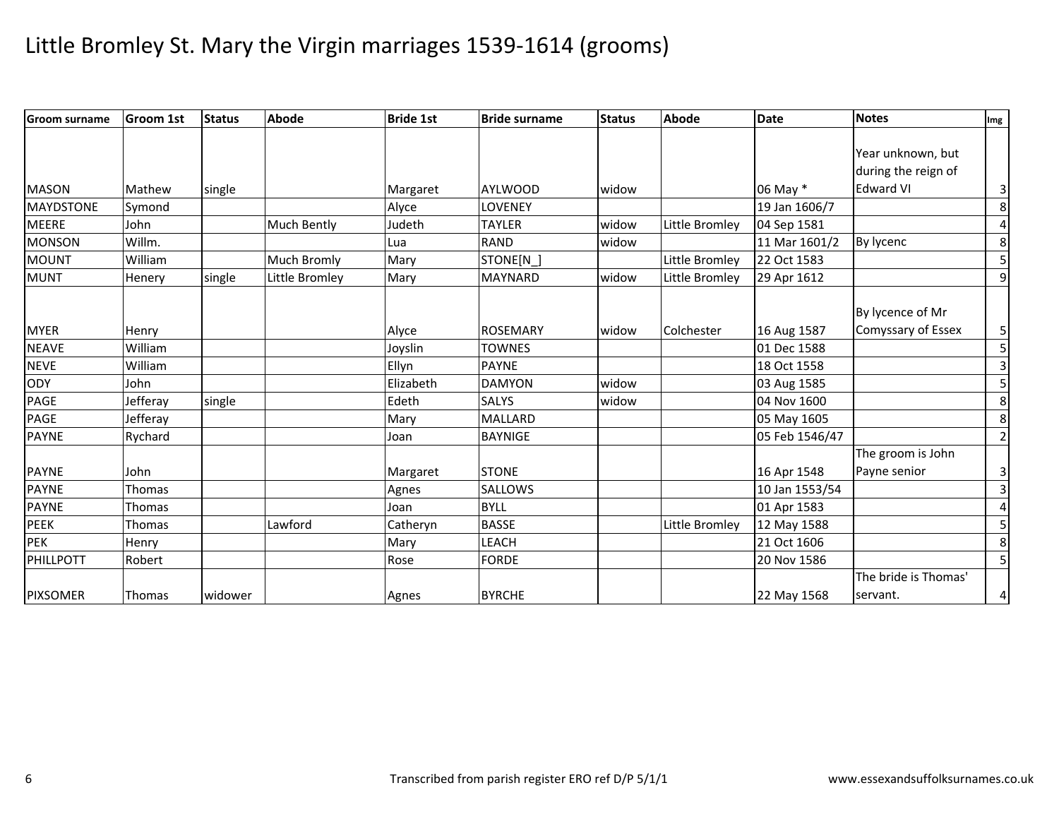# Little Bromley St. Mary the Virgin marriages 1539-1614 (grooms)

| Groom surname | Groom 1st | Status | Abode | Bride 1st | Bride surname | Status | Abode | Date | Notes | Img |
|---|---|---|---|---|---|---|---|---|---|---|
| MASON | Mathew | single | | Margaret | AYLWOOD | widow | | 06 May * | Year unknown, but during the reign of Edward VI | 3 |
| MAYDSTONE | Symond | | | Alyce | LOVENEY | | | 19 Jan 1606/7 | | 8 |
| MEERE | John | | Much Bently | Judeth | TAYLER | widow | Little Bromley | 04 Sep 1581 | | 4 |
| MONSON | Willm. | | | Lua | RAND | widow | | 11 Mar 1601/2 | By lycenc | 8 |
| MOUNT | William | | Much Bromly | Mary | STONE[N_] | | Little Bromley | 22 Oct 1583 | | 5 |
| MUNT | Henery | single | Little Bromley | Mary | MAYNARD | widow | Little Bromley | 29 Apr 1612 | | 9 |
| MYER | Henry | | | Alyce | ROSEMARY | widow | Colchester | 16 Aug 1587 | By lycence of Mr Comyssary of Essex | 5 |
| NEAVE | William | | | Joyslin | TOWNES | | | 01 Dec 1588 | | 5 |
| NEVE | William | | | Ellyn | PAYNE | | | 18 Oct 1558 | | 3 |
| ODY | John | | | Elizabeth | DAMYON | widow | | 03 Aug 1585 | | 5 |
| PAGE | Jefferay | single | | Edeth | SALYS | widow | | 04 Nov 1600 | | 8 |
| PAGE | Jefferay | | | Mary | MALLARD | | | 05 May 1605 | | 8 |
| PAYNE | Rychard | | | Joan | BAYNIGE | | | 05 Feb 1546/47 | | 2 |
| PAYNE | John | | | Margaret | STONE | | | 16 Apr 1548 | The groom is John Payne senior | 3 |
| PAYNE | Thomas | | | Agnes | SALLOWS | | | 10 Jan 1553/54 | | 3 |
| PAYNE | Thomas | | | Joan | BYLL | | | 01 Apr 1583 | | 4 |
| PEEK | Thomas | | Lawford | Catheryn | BASSE | | Little Bromley | 12 May 1588 | | 5 |
| PEK | Henry | | | Mary | LEACH | | | 21 Oct 1606 | | 8 |
| PHILLPOTT | Robert | | | Rose | FORDE | | | 20 Nov 1586 | | 5 |
| PIXSOMER | Thomas | widower | | Agnes | BYRCHE | | | 22 May 1568 | The bride is Thomas' servant. | 4 |

Transcribed from parish register ERO ref D/P 5/1/1

www.essexandsuffolksurnames.co.uk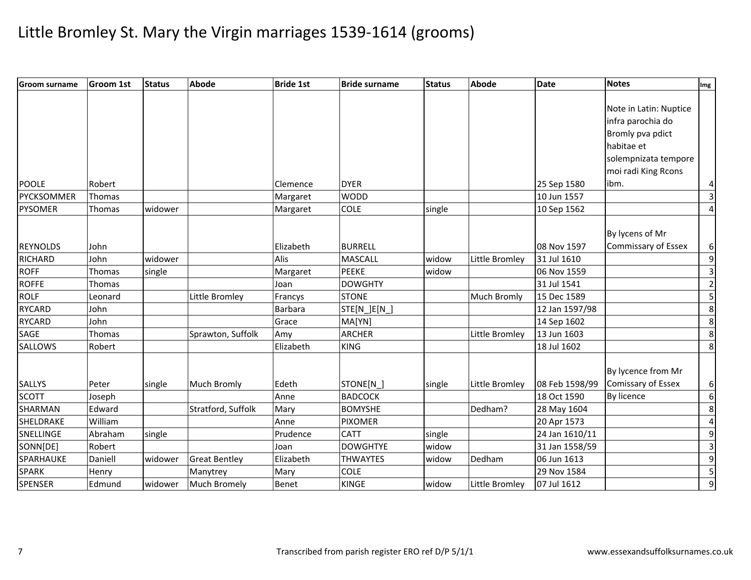# Little Bromley St. Mary the Virgin marriages 1539-1614 (grooms)

| Groom surname | Groom 1st | Status | Abode | Bride 1st | Bride surname | Status | Abode | Date | Notes | Img |
|---|---|---|---|---|---|---|---|---|---|---|
| POOLE | Robert | | | Clemence | DYER | | | 25 Sep 1580 | Note in Latin: Nuptice infra parochia do Bromly pva pdict habitae et solempnizata tempore moi radi King Rcons ibm. | 4 |
| PYCKSOMMER | Thomas | | | Margaret | WODD | | | 10 Jun 1557 | | 3 |
| PYSOMER | Thomas | widower | | Margaret | COLE | single | | 10 Sep 1562 | | 4 |
| REYNOLDS | John | | | Elizabeth | BURRELL | | | 08 Nov 1597 | By lycens of Mr Commissary of Essex | 6 |
| RICHARD | John | widower | | Alis | MASCALL | widow | Little Bromley | 31 Jul 1610 | | 9 |
| ROFF | Thomas | single | | Margaret | PEEKE | widow | | 06 Nov 1559 | | 3 |
| ROFFE | Thomas | | | Joan | DOWGHTY | | | 31 Jul 1541 | | 2 |
| ROLF | Leonard | | Little Bromley | Francys | STONE | | Much Bromly | 15 Dec 1589 | | 5 |
| RYCARD | John | | | Barbara | STE[N_]E[N_] | | | 12 Jan 1597/98 | | 8 |
| RYCARD | John | | | Grace | MA[YN] | | | 14 Sep 1602 | | 8 |
| SAGE | Thomas | | Sprawton, Suffolk | Amy | ARCHER | | Little Bromley | 13 Jun 1603 | | 8 |
| SALLOWS | Robert | | | Elizabeth | KING | | | 18 Jul 1602 | | 8 |
| SALLYS | Peter | single | Much Bromly | Edeth | STONE[N_] | single | Little Bromley | 08 Feb 1598/99 | By lycence from Mr Comissary of Essex | 6 |
| SCOTT | Joseph | | | Anne | BADCOCK | | | 18 Oct 1590 | By licence | 6 |
| SHARMAN | Edward | | Stratford, Suffolk | Mary | BOMYSHE | | Dedham? | 28 May 1604 | | 8 |
| SHELDRAKE | William | | | Anne | PIXOMER | | | 20 Apr 1573 | | 4 |
| SNELLINGE | Abraham | single | | Prudence | CATT | single | | 24 Jan 1610/11 | | 9 |
| SONN[DE] | Robert | | | Joan | DOWGHTYE | widow | | 31 Jan 1558/59 | | 3 |
| SPARHAUKE | Daniell | widower | Great Bentley | Elizabeth | THWAYTES | widow | Dedham | 06 Jun 1613 | | 9 |
| SPARK | Henry | | Manytrey | Mary | COLE | | | 29 Nov 1584 | | 5 |
| SPENSER | Edmund | widower | Much Bromely | Benet | KINGE | widow | Little Bromley | 07 Jul 1612 | | 9 |

Transcribed from parish register ERO ref D/P 5/1/1

www.essexandsuffolksurnames.co.uk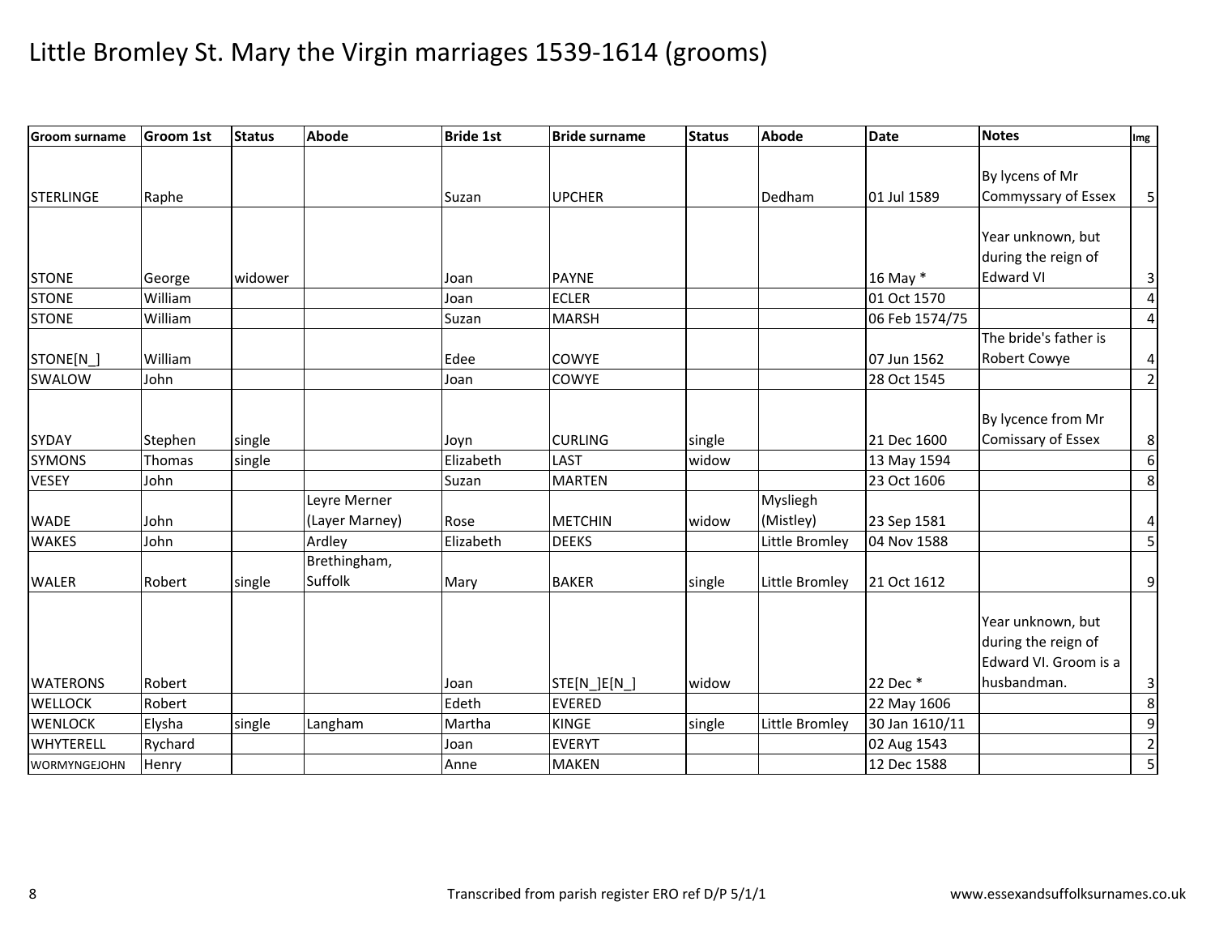# Little Bromley St. Mary the Virgin marriages 1539-1614 (grooms)

| Groom surname | Groom 1st | Status | Abode | Bride 1st | Bride surname | Status | Abode | Date | Notes | Img |
|---|---|---|---|---|---|---|---|---|---|---|
| STERLINGE | Raphe | | | Suzan | UPCHER | | Dedham | 01 Jul 1589 | By lycens of Mr Commyssary of Essex | 5 |
| STONE | George | widower | | Joan | PAYNE | | | 16 May * | Year unknown, but during the reign of Edward VI | 3 |
| STONE | William | | | Joan | ECLER | | | 01 Oct 1570 | | 4 |
| STONE | William | | | Suzan | MARSH | | | 06 Feb 1574/75 | | 4 |
| STONE[N_] | William | | | Edee | COWYE | | | 07 Jun 1562 | The bride's father is Robert Cowye | 4 |
| SWALOW | John | | | Joan | COWYE | | | 28 Oct 1545 | | 2 |
| SYDAY | Stephen | single | | Joyn | CURLING | single | | 21 Dec 1600 | By lycence from Mr Comissary of Essex | 8 |
| SYMONS | Thomas | single | | Elizabeth | LAST | widow | | 13 May 1594 | | 6 |
| VESEY | John | | | Suzan | MARTEN | | | 23 Oct 1606 | | 8 |
| WADE | John | | Leyre Merner (Layer Marney) | Rose | METCHIN | widow | Mysliegh (Mistley) | 23 Sep 1581 | | 4 |
| WAKES | John | | Ardley | Elizabeth | DEEKS | | Little Bromley | 04 Nov 1588 | | 5 |
| WALER | Robert | single | Brethingham, Suffolk | Mary | BAKER | single | Little Bromley | 21 Oct 1612 | | 9 |
| WATERONS | Robert | | | Joan | STE[N_]E[N_] | widow | | 22 Dec * | Year unknown, but during the reign of Edward VI. Groom is a husbandman. | 3 |
| WELLOCK | Robert | | | Edeth | EVERED | | | 22 May 1606 | | 8 |
| WENLOCK | Elysha | single | Langham | Martha | KINGE | single | Little Bromley | 30 Jan 1610/11 | | 9 |
| WHYTERELL | Rychard | | | Joan | EVERYT | | | 02 Aug 1543 | | 2 |
| WORMYNGEJOHN | Henry | | | Anne | MAKEN | | | 12 Dec 1588 | | 5 |

Transcribed from parish register ERO ref D/P 5/1/1

www.essexandsuffolksurnames.co.uk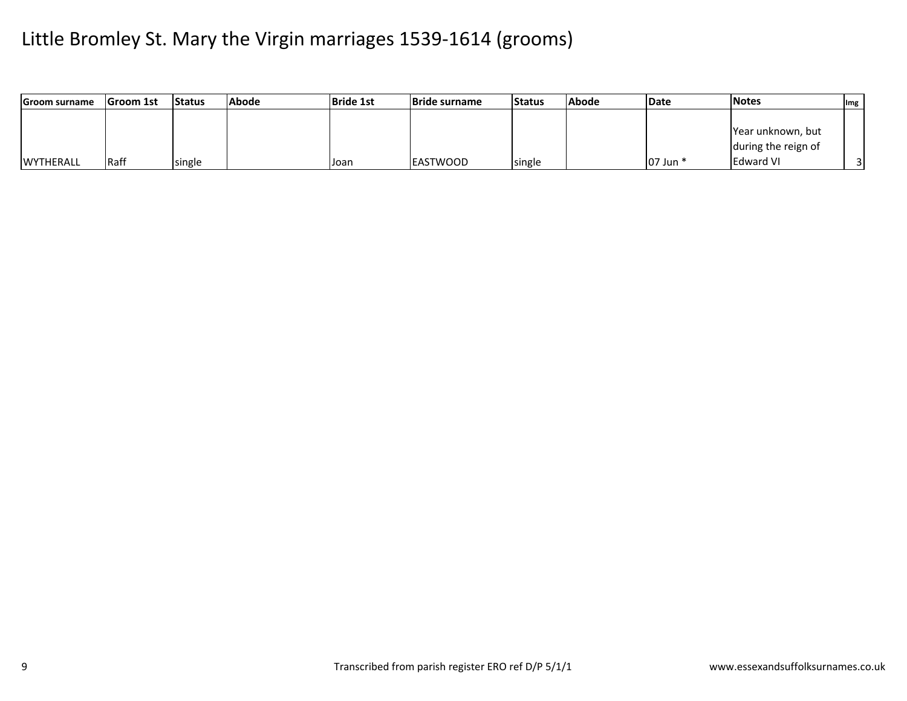# Little Bromley St. Mary the Virgin marriages 1539-1614 (grooms)

| Groom surname | Groom 1st | Status | Abode | Bride 1st | Bride surname | Status | Abode | Date | Notes | Img |
|---|---|---|---|---|---|---|---|---|---|---|
| WYTHERALL | Raff | single | | Joan | EASTWOOD | single | | 07 Jun * | Year unknown, but during the reign of Edward VI | 3 |

Transcribed from parish register ERO ref D/P 5/1/1

www.essexandsuffolksurnames.co.uk